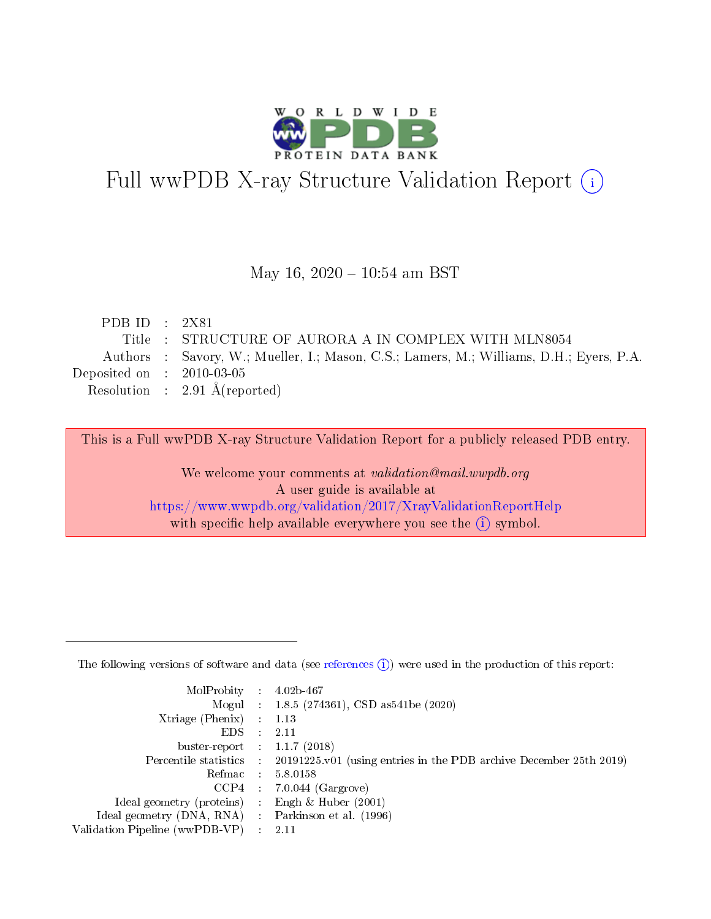# Full wwPDB X-ray Structure Validation Report (i)

May 16, 2020 – 10:54 am BST

| | | |
|---|---|---|
| PDB ID | : | 2X81 |
| Title | : | STRUCTURE OF AURORA A IN COMPLEX WITH MLN8054 |
| Authors | : | Savory, W.; Mueller, I.; Mason, C.S.; Lamers, M.; Williams, D.H.; Eyers, P.A. |
| Deposited on | : | 2010-03-05 |
| Resolution | : | 2.91 Å(reported) |

This is a Full wwPDB X-ray Structure Validation Report for a publicly released PDB entry.

We welcome your comments at *validation@mail.wwpdb.org*
A user guide is available at
https://www.wwpdb.org/validation/2017/XrayValidationReportHelp
with specific help available everywhere you see the (i) symbol.

The following versions of software and data (see references (i)) were used in the production of this report:

| | | |
|---|---|---|
| MolProbity | : | 4.02b-467 |
| Mogul | : | 1.8.5 (274361), CSD as541be (2020) |
| Xtriage (Phenix) | : | 1.13 |
| EDS | : | 2.11 |
| buster-report | : | 1.1.7 (2018) |
| Percentile statistics | : | 20191225.v01 (using entries in the PDB archive December 25th 2019) |
| Refmac | : | 5.8.0158 |
| CCP4 | : | 7.0.044 (Gargrove) |
| Ideal geometry (proteins) | : | Engh & Huber (2001) |
| Ideal geometry (DNA, RNA) | : | Parkinson et al. (1996) |
| Validation Pipeline (wwPDB-VP) | : | 2.11 |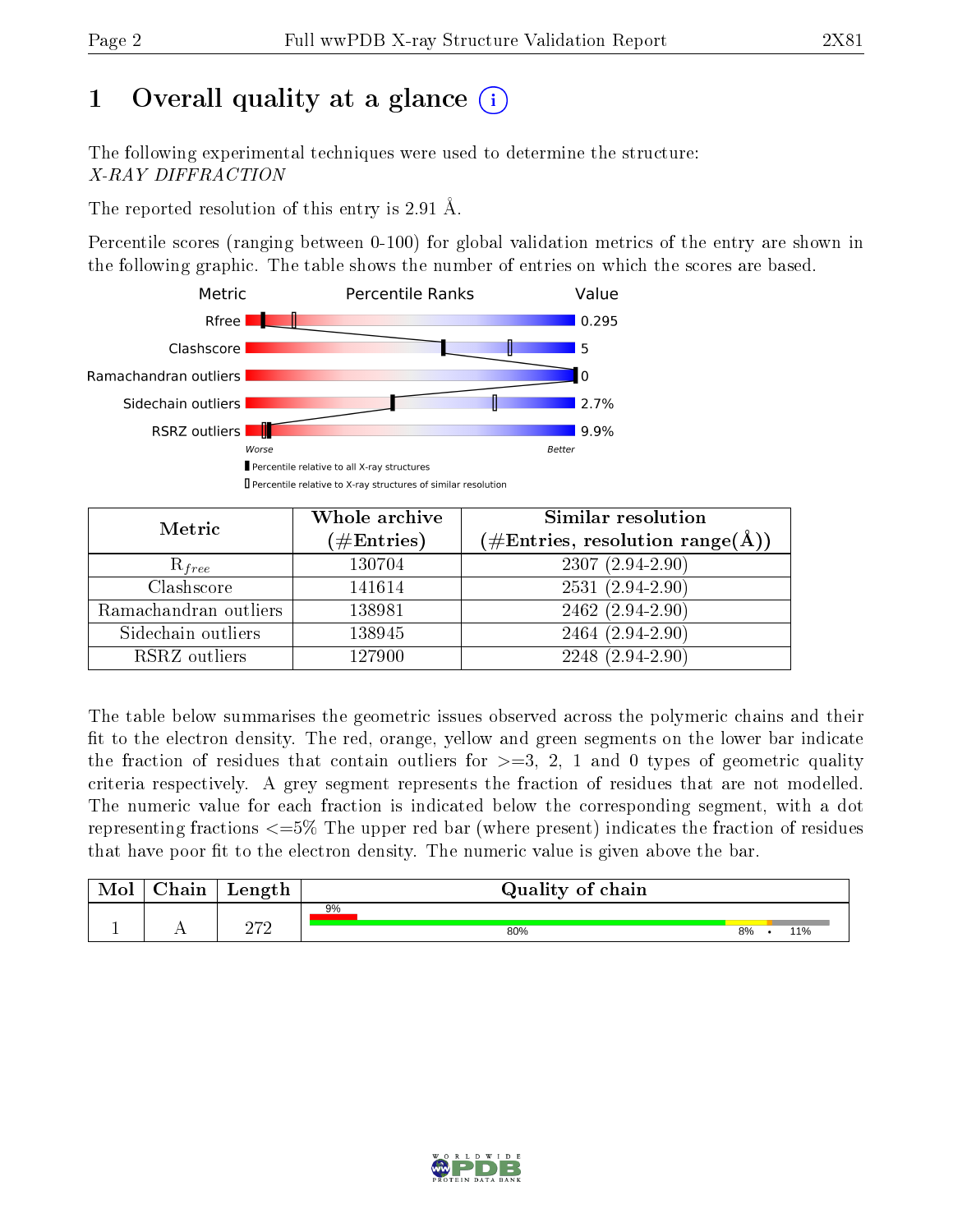# 1 Overall quality at a glance (i)

The following experimental techniques were used to determine the structure:
*X-RAY DIFFRACTION*

The reported resolution of this entry is 2.91 Å.

Percentile scores (ranging between 0-100) for global validation metrics of the entry are shown in the following graphic. The table shows the number of entries on which the scores are based.

| Metric | Value |
|---|---|
| Rfree | 0.295 |
| Clashscore | 5 |
| Ramachandran outliers | 0 |
| Sidechain outliers | 2.7% |
| RSRZ outliers | 9.9% |

Worse — Better

▮ Percentile relative to all X-ray structures
▯ Percentile relative to X-ray structures of similar resolution

| Metric | Whole archive (#Entries) | Similar resolution (#Entries, resolution range(Å)) |
|---|---|---|
| $R_{free}$ | 130704 | 2307 (2.94-2.90) |
| Clashscore | 141614 | 2531 (2.94-2.90) |
| Ramachandran outliers | 138981 | 2462 (2.94-2.90) |
| Sidechain outliers | 138945 | 2464 (2.94-2.90) |
| RSRZ outliers | 127900 | 2248 (2.94-2.90) |

The table below summarises the geometric issues observed across the polymeric chains and their fit to the electron density. The red, orange, yellow and green segments on the lower bar indicate the fraction of residues that contain outliers for >=3, 2, 1 and 0 types of geometric quality criteria respectively. A grey segment represents the fraction of residues that are not modelled. The numeric value for each fraction is indicated below the corresponding segment, with a dot representing fractions <=5% The upper red bar (where present) indicates the fraction of residues that have poor fit to the electron density. The numeric value is given above the bar.

| Mol | Chain | Length | Quality of chain |
|---|---|---|---|
| 1 | A | 272 | 9% (poor fit); 80%, 8%, •, 11% |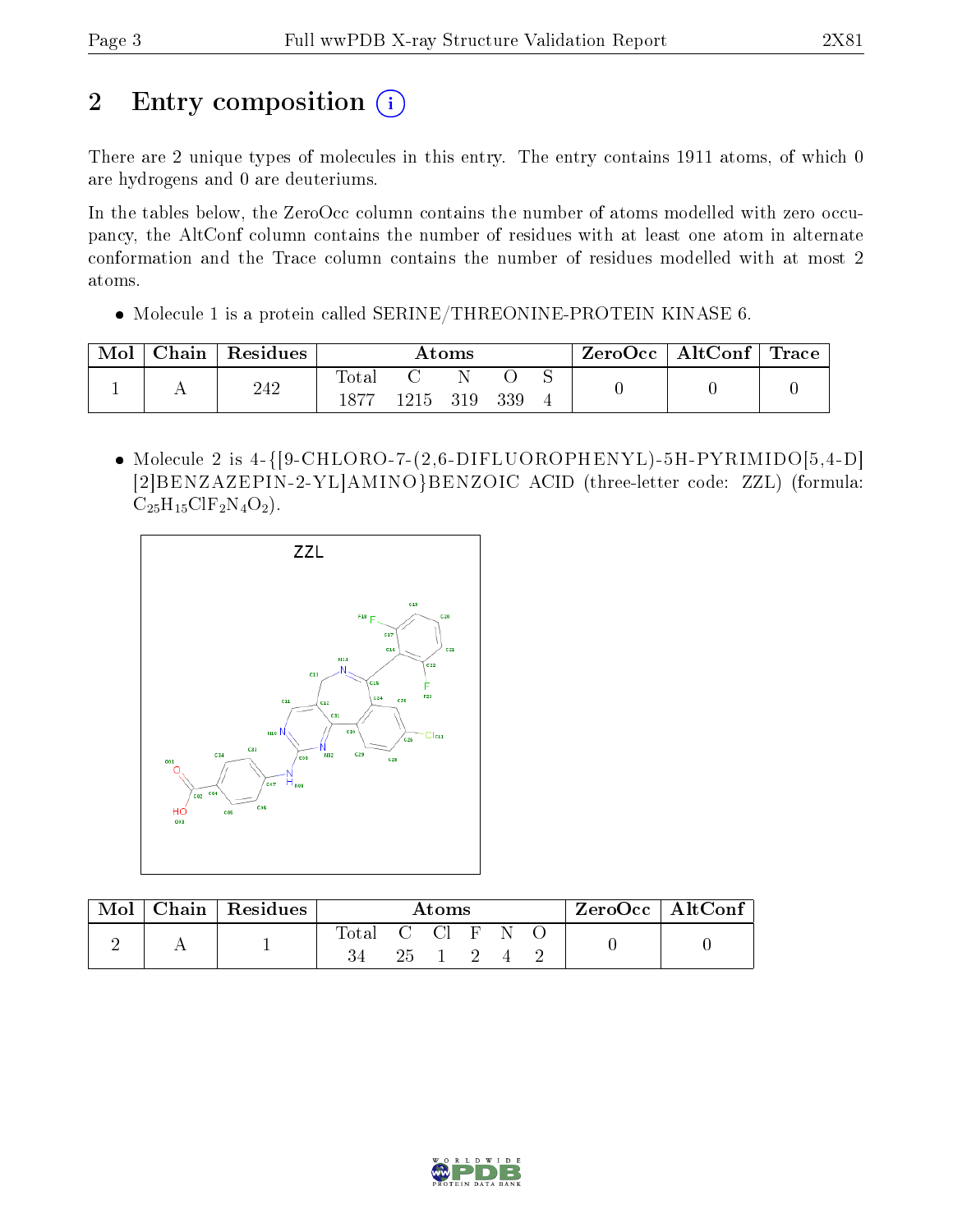# 2 Entry composition

There are 2 unique types of molecules in this entry. The entry contains 1911 atoms, of which 0 are hydrogens and 0 are deuteriums.

In the tables below, the ZeroOcc column contains the number of atoms modelled with zero occupancy, the AltConf column contains the number of residues with at least one atom in alternate conformation and the Trace column contains the number of residues modelled with at most 2 atoms.

- Molecule 1 is a protein called SERINE/THREONINE-PROTEIN KINASE 6.

| Mol | Chain | Residues | Atoms | | | | | ZeroOcc | AltConf | Trace |
|---|---|---|---|---|---|---|---|---|---|---|
| 1 | A | 242 | Total | C | N | O | S | 0 | 0 | 0 |
| | | | 1877 | 1215 | 319 | 339 | 4 | | | |

- Molecule 2 is 4-{[9-CHLORO-7-(2,6-DIFLUOROPHENYL)-5H-PYRIMIDO[5,4-D][2]BENZAZEPIN-2-YL]AMINO}BENZOIC ACID (three-letter code: ZZL) (formula: $C_{25}H_{15}ClF_2N_4O_2$).

| Mol | Chain | Residues | Atoms | | | | | | ZeroOcc | AltConf |
|---|---|---|---|---|---|---|---|---|---|---|
| 2 | A | 1 | Total | C | Cl | F | N | O | 0 | 0 |
| | | | 34 | 25 | 1 | 2 | 4 | 2 | | |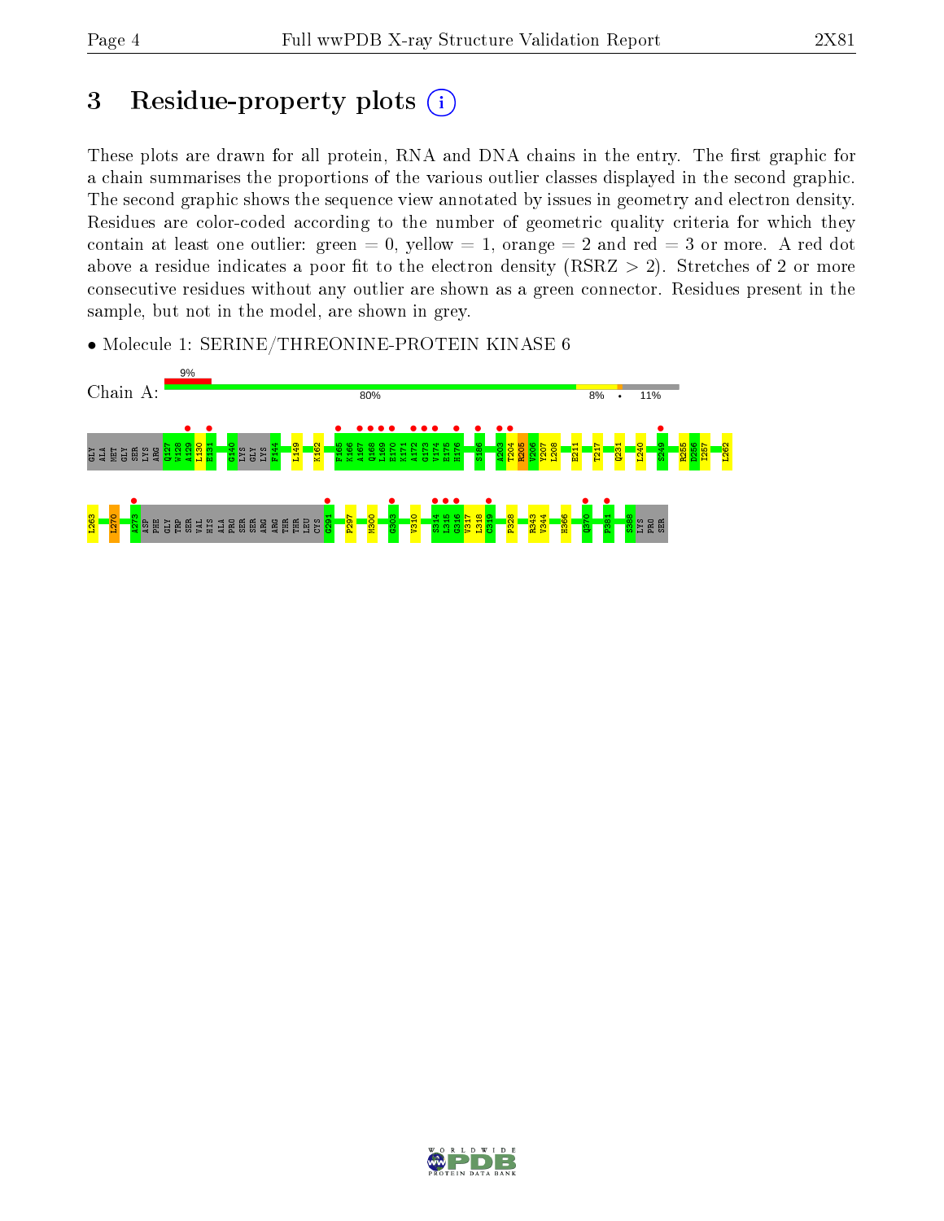# 3 Residue-property plots

These plots are drawn for all protein, RNA and DNA chains in the entry. The first graphic for a chain summarises the proportions of the various outlier classes displayed in the second graphic. The second graphic shows the sequence view annotated by issues in geometry and electron density. Residues are color-coded according to the number of geometric quality criteria for which they contain at least one outlier: green = 0, yellow = 1, orange = 2 and red = 3 or more. A red dot above a residue indicates a poor fit to the electron density (RSRZ > 2). Stretches of 2 or more consecutive residues without any outlier are shown as a green connector. Residues present in the sample, but not in the model, are shown in grey.

- Molecule 1: SERINE/THREONINE-PROTEIN KINASE 6

Chain A: 9% | 80% | 8% | • | 11%

GLY ALA MET GLY SER LYS ARG Q127 W128 A129 L130 E131 G140 LYS GLY LYS F144 L149 K162 F165 K166 A167 Q168 L169 E170 K171 A172 G173 V174 E175 H176 S186 A203 T204 R205 V206 Y207 L208 E211 T217 Q231 L240 S249 R255 D256 I257 L262

L263 I270 A273 ASP PHE GLY TRP SER VAL HIS ALA PRO SER SER ARG ARG THR THR LEU CYS G291 P297 M300 G303 V310 S314 L315 G316 V317 L318 C319 P328 R343 V344 H366 Q370 P381 S388 LYS PRO SER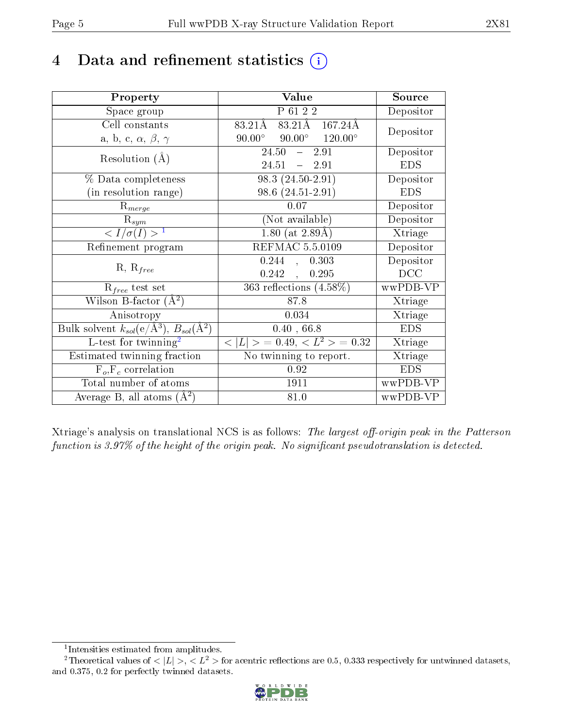# 4 Data and refinement statistics

| Property | Value | Source |
|---|---|---|
| Space group | P 61 2 2 | Depositor |
| Cell constants<br>a, b, c, $\alpha$, $\beta$, $\gamma$ | 83.21Å 83.21Å 167.24Å<br>90.00° 90.00° 120.00° | Depositor |
| Resolution (Å) | 24.50 – 2.91<br>24.51 – 2.91 | Depositor<br>EDS |
| % Data completeness<br>(in resolution range) | 98.3 (24.50-2.91)<br>98.6 (24.51-2.91) | Depositor<br>EDS |
| $R_{merge}$ | 0.07 | Depositor |
| $R_{sym}$ | (Not available) | Depositor |
| $< I/\sigma(I) >$ [1] | 1.80 (at 2.89Å) | Xtriage |
| Refinement program | REFMAC 5.5.0109 | Depositor |
| R, $R_{free}$ | 0.244 , 0.303<br>0.242 , 0.295 | Depositor<br>DCC |
| $R_{free}$ test set | 363 reflections (4.58%) | wwPDB-VP |
| Wilson B-factor (Å$^2$) | 87.8 | Xtriage |
| Anisotropy | 0.034 | Xtriage |
| Bulk solvent $k_{sol}$(e/Å$^3$), $B_{sol}$(Å$^2$) | 0.40 , 66.8 | EDS |
| L-test for twinning[2] | $< \|L\| >$ = 0.49, $< L^2 >$ = 0.32 | Xtriage |
| Estimated twinning fraction | No twinning to report. | Xtriage |
| $F_o$,$F_c$ correlation | 0.92 | EDS |
| Total number of atoms | 1911 | wwPDB-VP |
| Average B, all atoms (Å$^2$) | 81.0 | wwPDB-VP |

Xtriage's analysis on translational NCS is as follows: *The largest off-origin peak in the Patterson function is 3.97% of the height of the origin peak. No significant pseudotranslation is detected.*

[1] Intensities estimated from amplitudes.

[2] Theoretical values of $< |L| >$, $< L^2 >$ for acentric reflections are 0.5, 0.333 respectively for untwinned datasets, and 0.375, 0.2 for perfectly twinned datasets.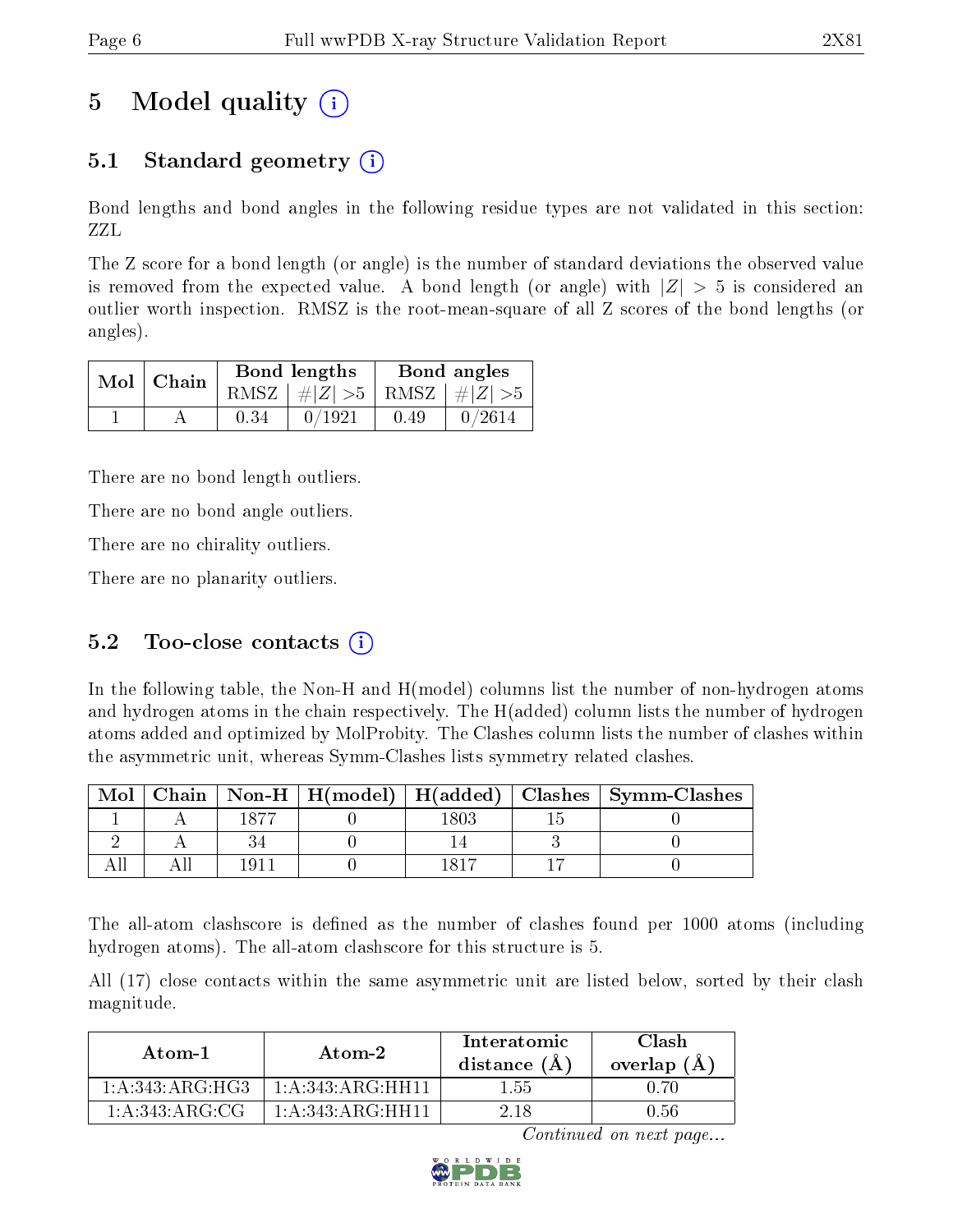# 5 Model quality (i)

## 5.1 Standard geometry (i)

Bond lengths and bond angles in the following residue types are not validated in this section: ZZL

The Z score for a bond length (or angle) is the number of standard deviations the observed value is removed from the expected value. A bond length (or angle) with $|Z| > 5$ is considered an outlier worth inspection. RMSZ is the root-mean-square of all Z scores of the bond lengths (or angles).

| Mol | Chain | Bond lengths | | Bond angles | |
|---|---|---|---|---|---|
| | | RMSZ | $\#\|Z\| > 5$ | RMSZ | $\#\|Z\| > 5$ |
| 1 | A | 0.34 | 0/1921 | 0.49 | 0/2614 |

There are no bond length outliers.

There are no bond angle outliers.

There are no chirality outliers.

There are no planarity outliers.

## 5.2 Too-close contacts (i)

In the following table, the Non-H and H(model) columns list the number of non-hydrogen atoms and hydrogen atoms in the chain respectively. The H(added) column lists the number of hydrogen atoms added and optimized by MolProbity. The Clashes column lists the number of clashes within the asymmetric unit, whereas Symm-Clashes lists symmetry related clashes.

| Mol | Chain | Non-H | H(model) | H(added) | Clashes | Symm-Clashes |
|---|---|---|---|---|---|---|
| 1 | A | 1877 | 0 | 1803 | 15 | 0 |
| 2 | A | 34 | 0 | 14 | 3 | 0 |
| All | All | 1911 | 0 | 1817 | 17 | 0 |

The all-atom clashscore is defined as the number of clashes found per 1000 atoms (including hydrogen atoms). The all-atom clashscore for this structure is 5.

All (17) close contacts within the same asymmetric unit are listed below, sorted by their clash magnitude.

| Atom-1 | Atom-2 | Interatomic distance (Å) | Clash overlap (Å) |
|---|---|---|---|
| 1:A:343:ARG:HG3 | 1:A:343:ARG:HH11 | 1.55 | 0.70 |
| 1:A:343:ARG:CG | 1:A:343:ARG:HH11 | 2.18 | 0.56 |

*Continued on next page...*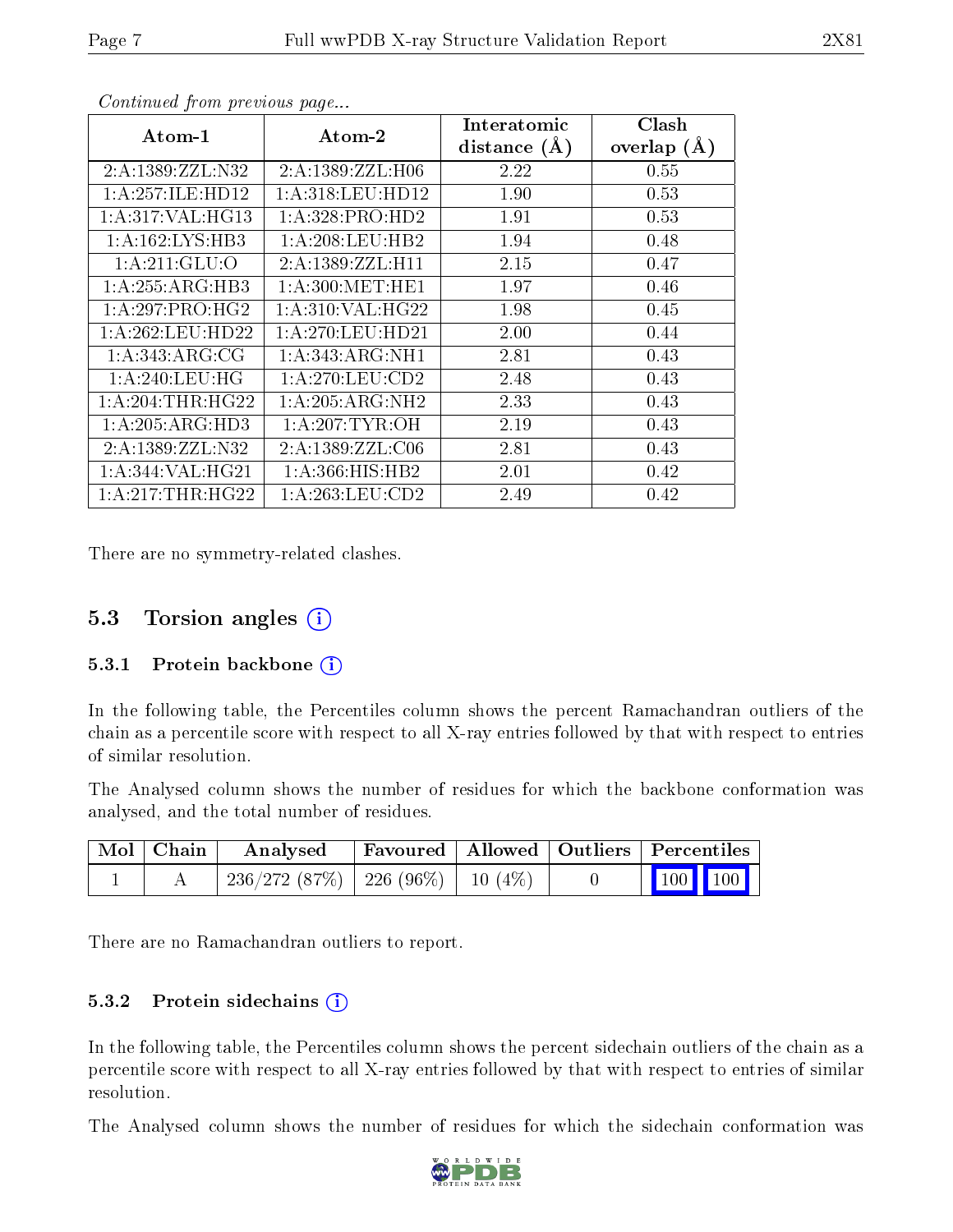*Continued from previous page...*

| Atom-1 | Atom-2 | Interatomic distance (Å) | Clash overlap (Å) |
|---|---|---|---|
| 2:A:1389:ZZL:N32 | 2:A:1389:ZZL:H06 | 2.22 | 0.55 |
| 1:A:257:ILE:HD12 | 1:A:318:LEU:HD12 | 1.90 | 0.53 |
| 1:A:317:VAL:HG13 | 1:A:328:PRO:HD2 | 1.91 | 0.53 |
| 1:A:162:LYS:HB3 | 1:A:208:LEU:HB2 | 1.94 | 0.48 |
| 1:A:211:GLU:O | 2:A:1389:ZZL:H11 | 2.15 | 0.47 |
| 1:A:255:ARG:HB3 | 1:A:300:MET:HE1 | 1.97 | 0.46 |
| 1:A:297:PRO:HG2 | 1:A:310:VAL:HG22 | 1.98 | 0.45 |
| 1:A:262:LEU:HD22 | 1:A:270:LEU:HD21 | 2.00 | 0.44 |
| 1:A:343:ARG:CG | 1:A:343:ARG:NH1 | 2.81 | 0.43 |
| 1:A:240:LEU:HG | 1:A:270:LEU:CD2 | 2.48 | 0.43 |
| 1:A:204:THR:HG22 | 1:A:205:ARG:NH2 | 2.33 | 0.43 |
| 1:A:205:ARG:HD3 | 1:A:207:TYR:OH | 2.19 | 0.43 |
| 2:A:1389:ZZL:N32 | 2:A:1389:ZZL:C06 | 2.81 | 0.43 |
| 1:A:344:VAL:HG21 | 1:A:366:HIS:HB2 | 2.01 | 0.42 |
| 1:A:217:THR:HG22 | 1:A:263:LEU:CD2 | 2.49 | 0.42 |

There are no symmetry-related clashes.

## 5.3 Torsion angles

### 5.3.1 Protein backbone

In the following table, the Percentiles column shows the percent Ramachandran outliers of the chain as a percentile score with respect to all X-ray entries followed by that with respect to entries of similar resolution.

The Analysed column shows the number of residues for which the backbone conformation was analysed, and the total number of residues.

| Mol | Chain | Analysed | Favoured | Allowed | Outliers | Percentiles |
|---|---|---|---|---|---|---|
| 1 | A | 236/272 (87%) | 226 (96%) | 10 (4%) | 0 | 100 100 |

There are no Ramachandran outliers to report.

### 5.3.2 Protein sidechains

In the following table, the Percentiles column shows the percent sidechain outliers of the chain as a percentile score with respect to all X-ray entries followed by that with respect to entries of similar resolution.

The Analysed column shows the number of residues for which the sidechain conformation was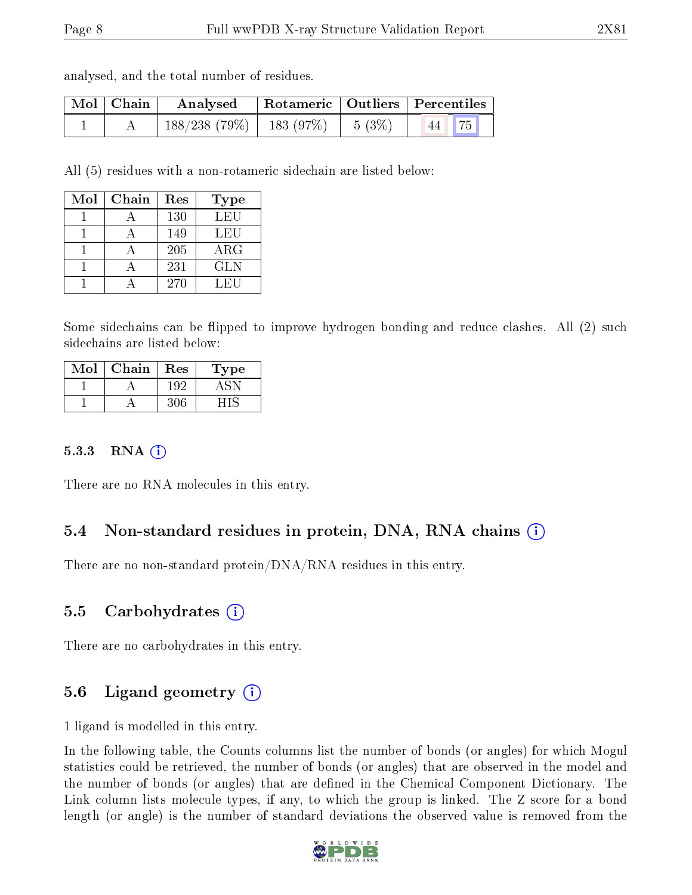analysed, and the total number of residues.

| Mol | Chain | Analysed | Rotameric | Outliers | Percentiles | |
|---|---|---|---|---|---|---|
| 1 | A | 188/238 (79%) | 183 (97%) | 5 (3%) | 44 | 75 |

All (5) residues with a non-rotameric sidechain are listed below:

| Mol | Chain | Res | Type |
|---|---|---|---|
| 1 | A | 130 | LEU |
| 1 | A | 149 | LEU |
| 1 | A | 205 | ARG |
| 1 | A | 231 | GLN |
| 1 | A | 270 | LEU |

Some sidechains can be flipped to improve hydrogen bonding and reduce clashes. All (2) such sidechains are listed below:

| Mol | Chain | Res | Type |
|---|---|---|---|
| 1 | A | 192 | ASN |
| 1 | A | 306 | HIS |

#### 5.3.3 RNA

There are no RNA molecules in this entry.

### 5.4 Non-standard residues in protein, DNA, RNA chains

There are no non-standard protein/DNA/RNA residues in this entry.

### 5.5 Carbohydrates

There are no carbohydrates in this entry.

### 5.6 Ligand geometry

1 ligand is modelled in this entry.

In the following table, the Counts columns list the number of bonds (or angles) for which Mogul statistics could be retrieved, the number of bonds (or angles) that are observed in the model and the number of bonds (or angles) that are defined in the Chemical Component Dictionary. The Link column lists molecule types, if any, to which the group is linked. The Z score for a bond length (or angle) is the number of standard deviations the observed value is removed from the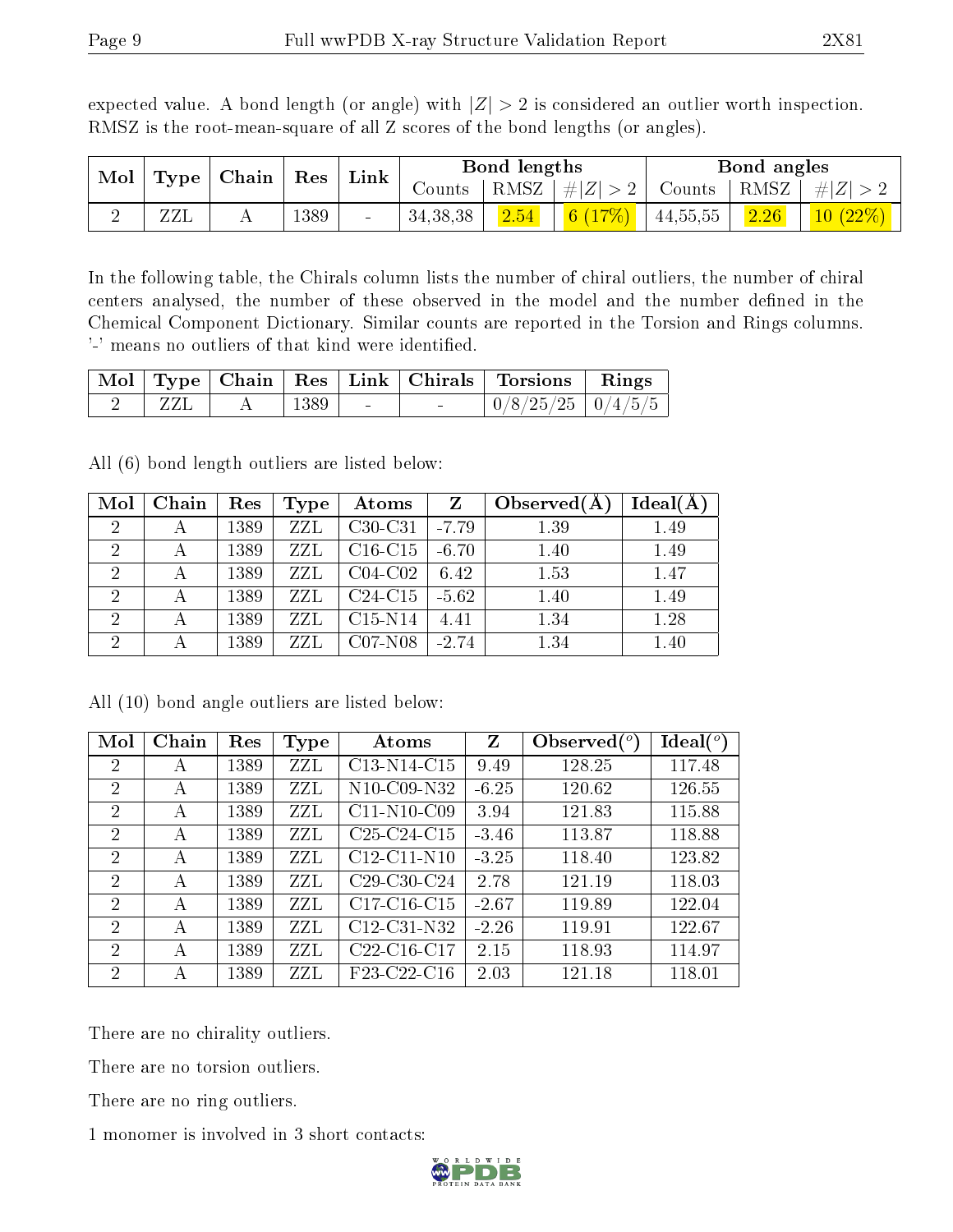expected value. A bond length (or angle) with $|Z| > 2$ is considered an outlier worth inspection. RMSZ is the root-mean-square of all Z scores of the bond lengths (or angles).

| Mol | Type | Chain | Res | Link | Bond lengths | | | Bond angles | | |
|---|---|---|---|---|---|---|---|---|---|---|
| | | | | | Counts | RMSZ | $\#\|Z\| > 2$ | Counts | RMSZ | $\#\|Z\| > 2$ |
| 2 | ZZL | A | 1389 | - | 34,38,38 | 2.54 | 6 (17%) | 44,55,55 | 2.26 | 10 (22%) |

In the following table, the Chirals column lists the number of chiral outliers, the number of chiral centers analysed, the number of these observed in the model and the number defined in the Chemical Component Dictionary. Similar counts are reported in the Torsion and Rings columns. '-' means no outliers of that kind were identified.

| Mol | Type | Chain | Res | Link | Chirals | Torsions | Rings |
|---|---|---|---|---|---|---|---|
| 2 | ZZL | A | 1389 | - | - | 0/8/25/25 | 0/4/5/5 |

All (6) bond length outliers are listed below:

| Mol | Chain | Res | Type | Atoms | Z | Observed(Å) | Ideal(Å) |
|---|---|---|---|---|---|---|---|
| 2 | A | 1389 | ZZL | C30-C31 | -7.79 | 1.39 | 1.49 |
| 2 | A | 1389 | ZZL | C16-C15 | -6.70 | 1.40 | 1.49 |
| 2 | A | 1389 | ZZL | C04-C02 | 6.42 | 1.53 | 1.47 |
| 2 | A | 1389 | ZZL | C24-C15 | -5.62 | 1.40 | 1.49 |
| 2 | A | 1389 | ZZL | C15-N14 | 4.41 | 1.34 | 1.28 |
| 2 | A | 1389 | ZZL | C07-N08 | -2.74 | 1.34 | 1.40 |

All (10) bond angle outliers are listed below:

| Mol | Chain | Res | Type | Atoms | Z | Observed($^o$) | Ideal($^o$) |
|---|---|---|---|---|---|---|---|
| 2 | A | 1389 | ZZL | C13-N14-C15 | 9.49 | 128.25 | 117.48 |
| 2 | A | 1389 | ZZL | N10-C09-N32 | -6.25 | 120.62 | 126.55 |
| 2 | A | 1389 | ZZL | C11-N10-C09 | 3.94 | 121.83 | 115.88 |
| 2 | A | 1389 | ZZL | C25-C24-C15 | -3.46 | 113.87 | 118.88 |
| 2 | A | 1389 | ZZL | C12-C11-N10 | -3.25 | 118.40 | 123.82 |
| 2 | A | 1389 | ZZL | C29-C30-C24 | 2.78 | 121.19 | 118.03 |
| 2 | A | 1389 | ZZL | C17-C16-C15 | -2.67 | 119.89 | 122.04 |
| 2 | A | 1389 | ZZL | C12-C31-N32 | -2.26 | 119.91 | 122.67 |
| 2 | A | 1389 | ZZL | C22-C16-C17 | 2.15 | 118.93 | 114.97 |
| 2 | A | 1389 | ZZL | F23-C22-C16 | 2.03 | 121.18 | 118.01 |

There are no chirality outliers.

There are no torsion outliers.

There are no ring outliers.

1 monomer is involved in 3 short contacts: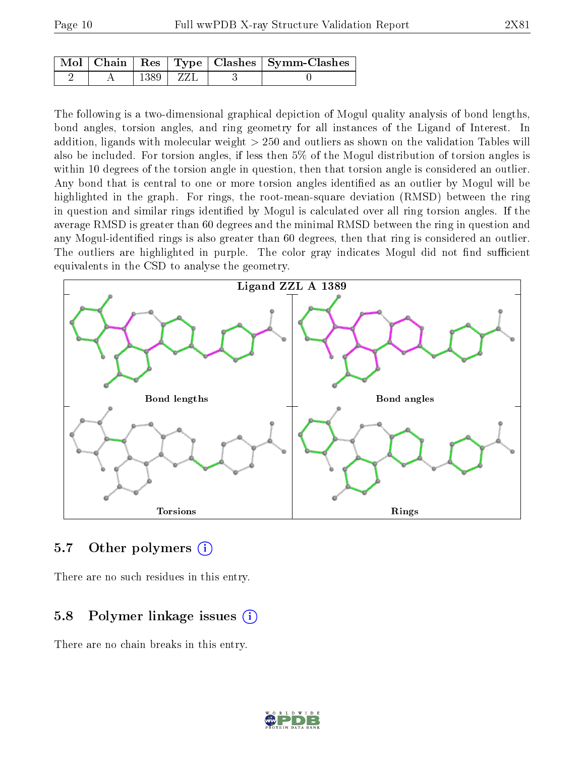| Mol | Chain | Res | Type | Clashes | Symm-Clashes |
|---|---|---|---|---|---|
| 2 | A | 1389 | ZZL | 3 | 0 |

The following is a two-dimensional graphical depiction of Mogul quality analysis of bond lengths, bond angles, torsion angles, and ring geometry for all instances of the Ligand of Interest. In addition, ligands with molecular weight > 250 and outliers as shown on the validation Tables will also be included. For torsion angles, if less then 5% of the Mogul distribution of torsion angles is within 10 degrees of the torsion angle in question, then that torsion angle is considered an outlier. Any bond that is central to one or more torsion angles identified as an outlier by Mogul will be highlighted in the graph. For rings, the root-mean-square deviation (RMSD) between the ring in question and similar rings identified by Mogul is calculated over all ring torsion angles. If the average RMSD is greater than 60 degrees and the minimal RMSD between the ring in question and any Mogul-identified rings is also greater than 60 degrees, then that ring is considered an outlier. The outliers are highlighted in purple. The color gray indicates Mogul did not find sufficient equivalents in the CSD to analyse the geometry.

Ligand ZZL A 1389

Bond lengths

Bond angles

Torsions

Rings

## 5.7 Other polymers ⓘ

There are no such residues in this entry.

## 5.8 Polymer linkage issues ⓘ

There are no chain breaks in this entry.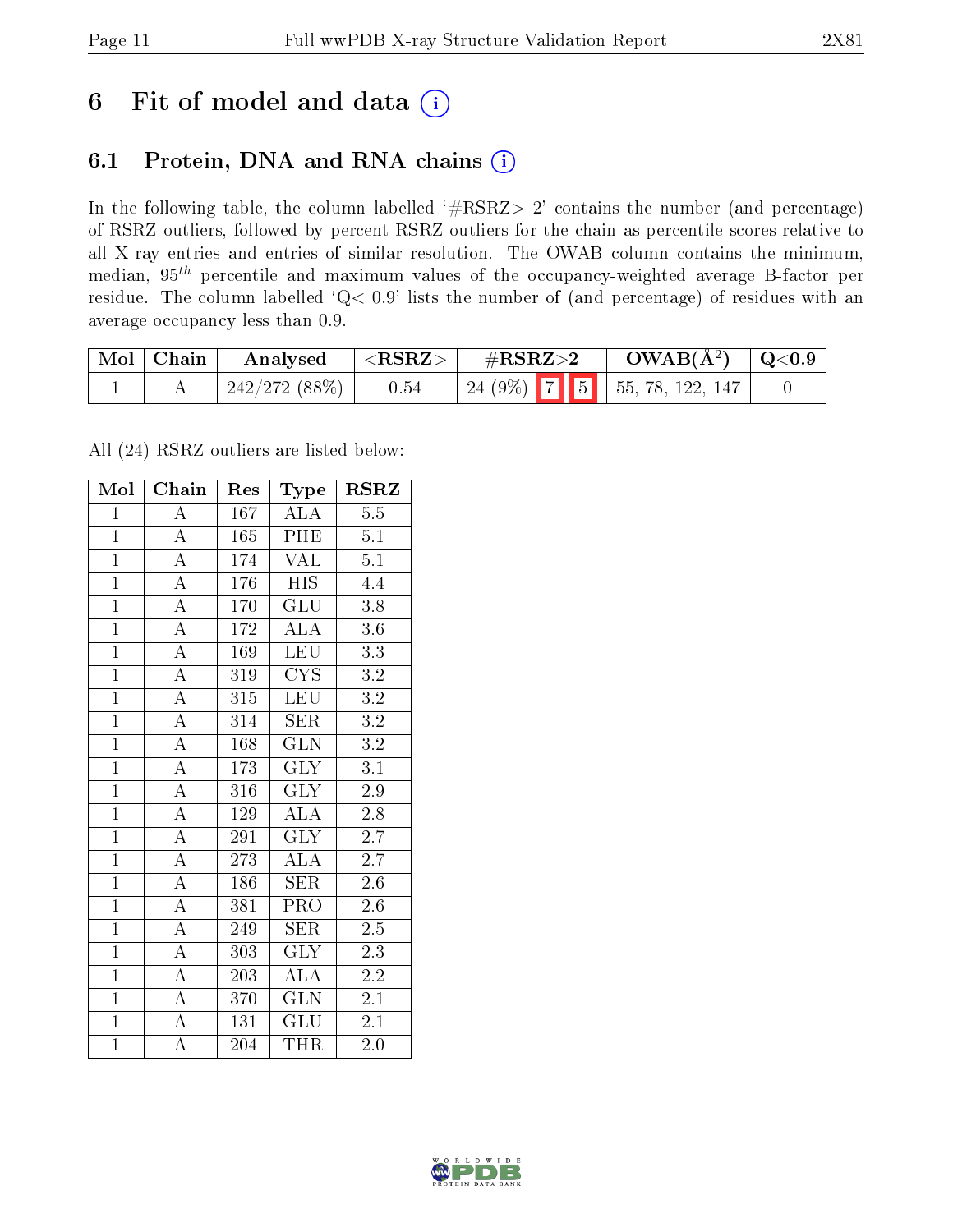# 6 Fit of model and data

## 6.1 Protein, DNA and RNA chains

In the following table, the column labelled '#RSRZ> 2' contains the number (and percentage) of RSRZ outliers, followed by percent RSRZ outliers for the chain as percentile scores relative to all X-ray entries and entries of similar resolution. The OWAB column contains the minimum, median, $95^{th}$ percentile and maximum values of the occupancy-weighted average B-factor per residue. The column labelled 'Q< 0.9' lists the number of (and percentage) of residues with an average occupancy less than 0.9.

| Mol | Chain | Analysed | <RSRZ> | #RSRZ>2 | OWAB(Å$^2$) | Q<0.9 |
|---|---|---|---|---|---|---|
| 1 | A | 242/272 (88%) | 0.54 | 24 (9%) 7 5 | 55, 78, 122, 147 | 0 |

All (24) RSRZ outliers are listed below:

| Mol | Chain | Res | Type | RSRZ |
|---|---|---|---|---|
| 1 | A | 167 | ALA | 5.5 |
| 1 | A | 165 | PHE | 5.1 |
| 1 | A | 174 | VAL | 5.1 |
| 1 | A | 176 | HIS | 4.4 |
| 1 | A | 170 | GLU | 3.8 |
| 1 | A | 172 | ALA | 3.6 |
| 1 | A | 169 | LEU | 3.3 |
| 1 | A | 319 | CYS | 3.2 |
| 1 | A | 315 | LEU | 3.2 |
| 1 | A | 314 | SER | 3.2 |
| 1 | A | 168 | GLN | 3.2 |
| 1 | A | 173 | GLY | 3.1 |
| 1 | A | 316 | GLY | 2.9 |
| 1 | A | 129 | ALA | 2.8 |
| 1 | A | 291 | GLY | 2.7 |
| 1 | A | 273 | ALA | 2.7 |
| 1 | A | 186 | SER | 2.6 |
| 1 | A | 381 | PRO | 2.6 |
| 1 | A | 249 | SER | 2.5 |
| 1 | A | 303 | GLY | 2.3 |
| 1 | A | 203 | ALA | 2.2 |
| 1 | A | 370 | GLN | 2.1 |
| 1 | A | 131 | GLU | 2.1 |
| 1 | A | 204 | THR | 2.0 |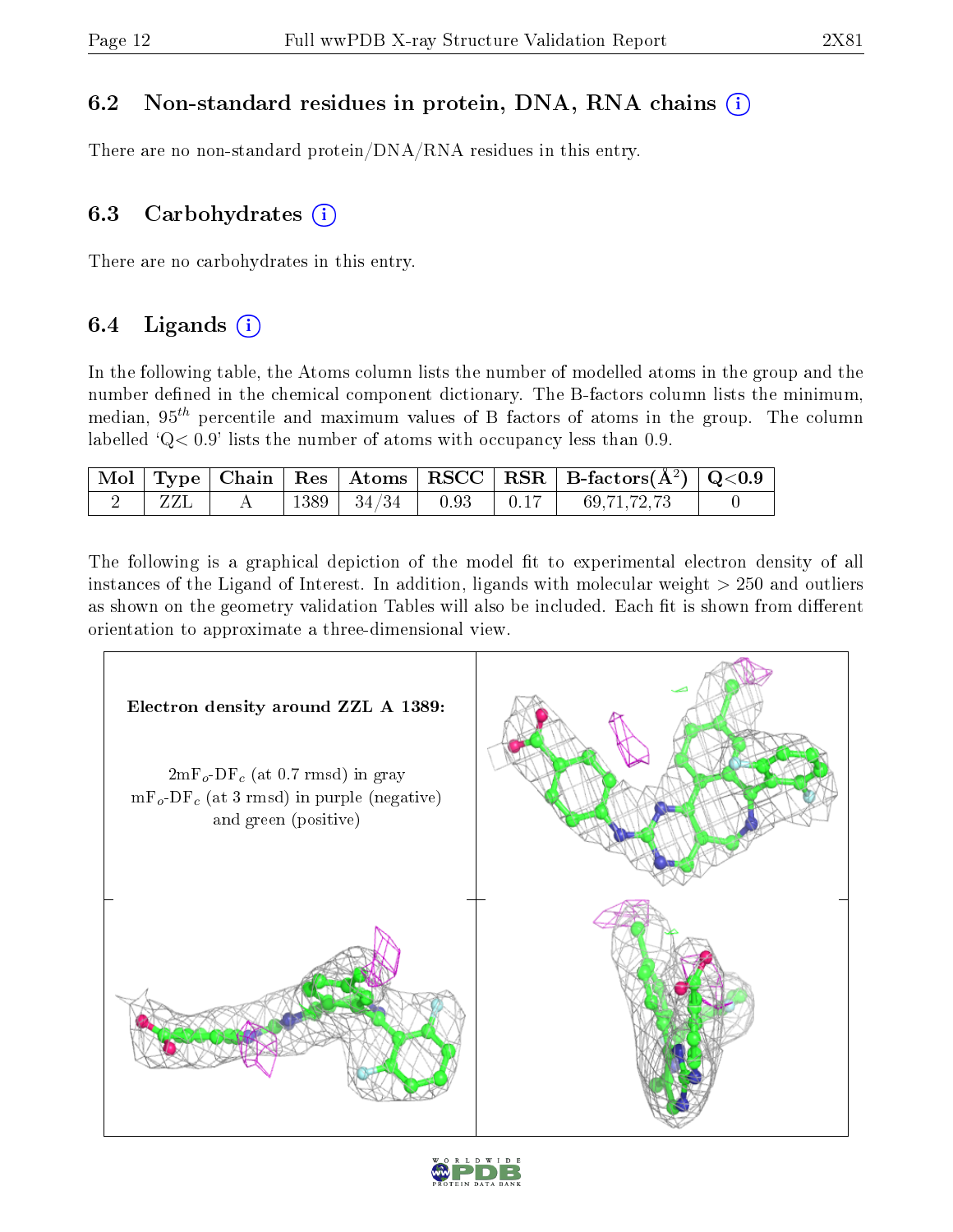### 6.2 Non-standard residues in protein, DNA, RNA chains

There are no non-standard protein/DNA/RNA residues in this entry.

### 6.3 Carbohydrates

There are no carbohydrates in this entry.

### 6.4 Ligands

In the following table, the Atoms column lists the number of modelled atoms in the group and the number defined in the chemical component dictionary. The B-factors column lists the minimum, median, $95^{th}$ percentile and maximum values of B factors of atoms in the group. The column labelled 'Q< 0.9' lists the number of atoms with occupancy less than 0.9.

| Mol | Type | Chain | Res | Atoms | RSCC | RSR | B-factors($Å^2$) | Q<0.9 |
|---|---|---|---|---|---|---|---|---|
| 2 | ZZL | A | 1389 | 34/34 | 0.93 | 0.17 | 69,71,72,73 | 0 |

The following is a graphical depiction of the model fit to experimental electron density of all instances of the Ligand of Interest. In addition, ligands with molecular weight > 250 and outliers as shown on the geometry validation Tables will also be included. Each fit is shown from different orientation to approximate a three-dimensional view.

**Electron density around ZZL A 1389:**

$2mF_o$-$DF_c$ (at 0.7 rmsd) in gray
$mF_o$-$DF_c$ (at 3 rmsd) in purple (negative) and green (positive)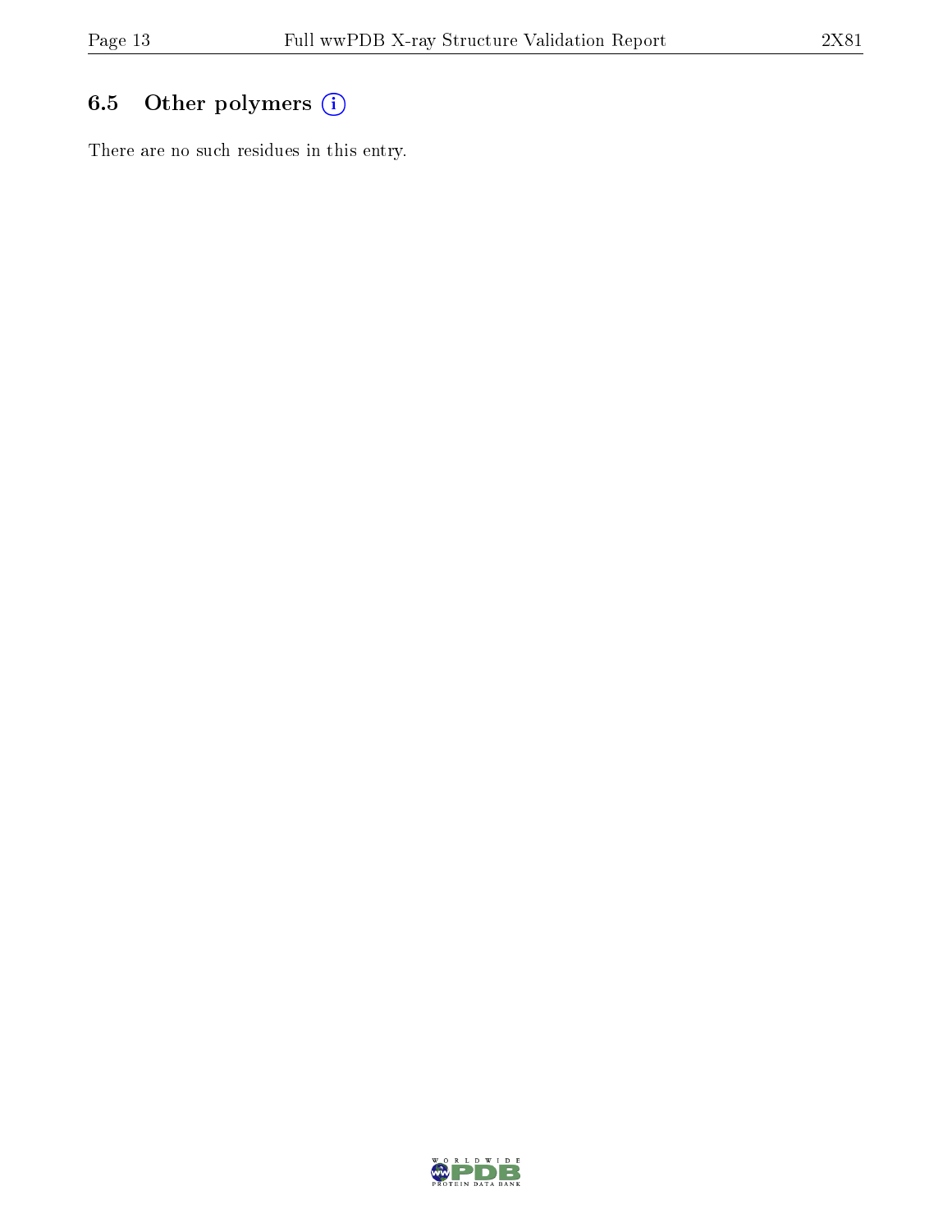### 6.5 Other polymers

There are no such residues in this entry.